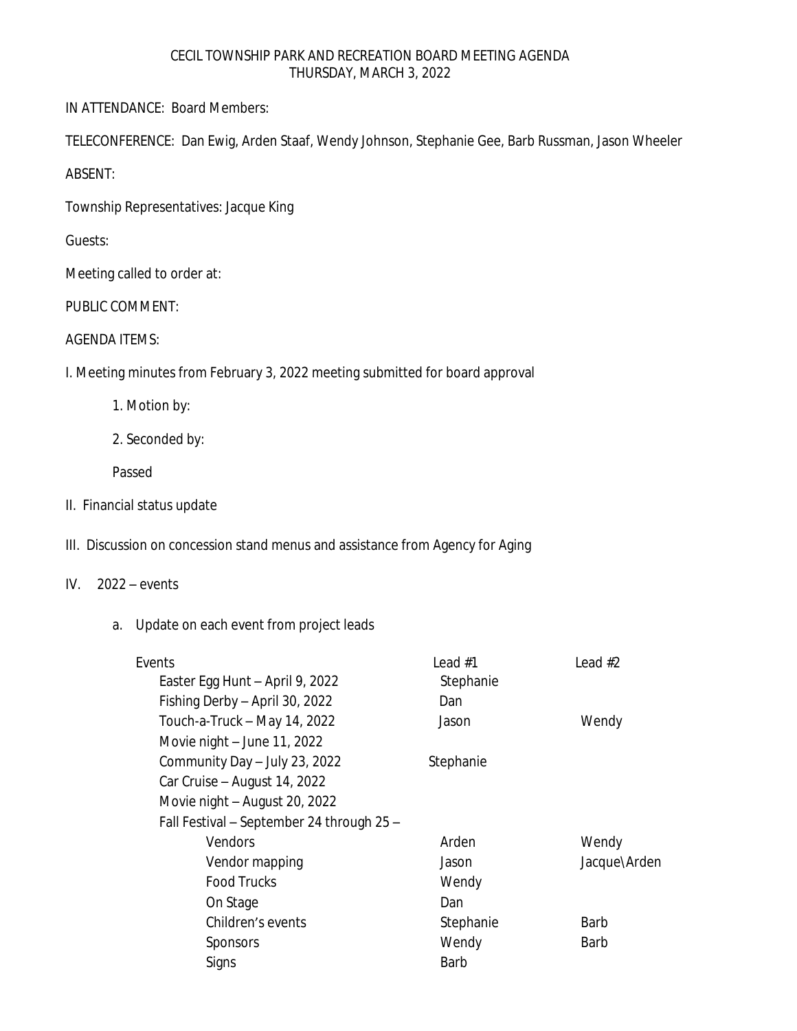# CECIL TOWNSHIP PARK AND RECREATION BOARD MEETING AGENDA
## THURSDAY, MARCH 3, 2022

IN ATTENDANCE: Board Members:

TELECONFERENCE: Dan Ewig, Arden Staaf, Wendy Johnson, Stephanie Gee, Barb Russman, Jason Wheeler

ABSENT:

Township Representatives: Jacque King

Guests:

Meeting called to order at:

PUBLIC COMMENT:

AGENDA ITEMS:

I. Meeting minutes from February 3, 2022 meeting submitted for board approval

1. Motion by:
2. Seconded by:

Passed

II. Financial status update

III. Discussion on concession stand menus and assistance from Agency for Aging

IV. 2022 – events

a. Update on each event from project leads

| Events | Lead #1 | Lead #2 |
|---|---|---|
| Easter Egg Hunt – April 9, 2022 | Stephanie | |
| Fishing Derby – April 30, 2022 | Dan | |
| Touch-a-Truck – May 14, 2022 | Jason | Wendy |
| Movie night – June 11, 2022 | | |
| Community Day – July 23, 2022 | Stephanie | |
| Car Cruise – August 14, 2022 | | |
| Movie night – August 20, 2022 | | |
| Fall Festival – September 24 through 25 – | | |
| Vendors | Arden | Wendy |
| Vendor mapping | Jason | Jacque\Arden |
| Food Trucks | Wendy | |
| On Stage | Dan | |
| Children's events | Stephanie | Barb |
| Sponsors | Wendy | Barb |
| Signs | Barb | |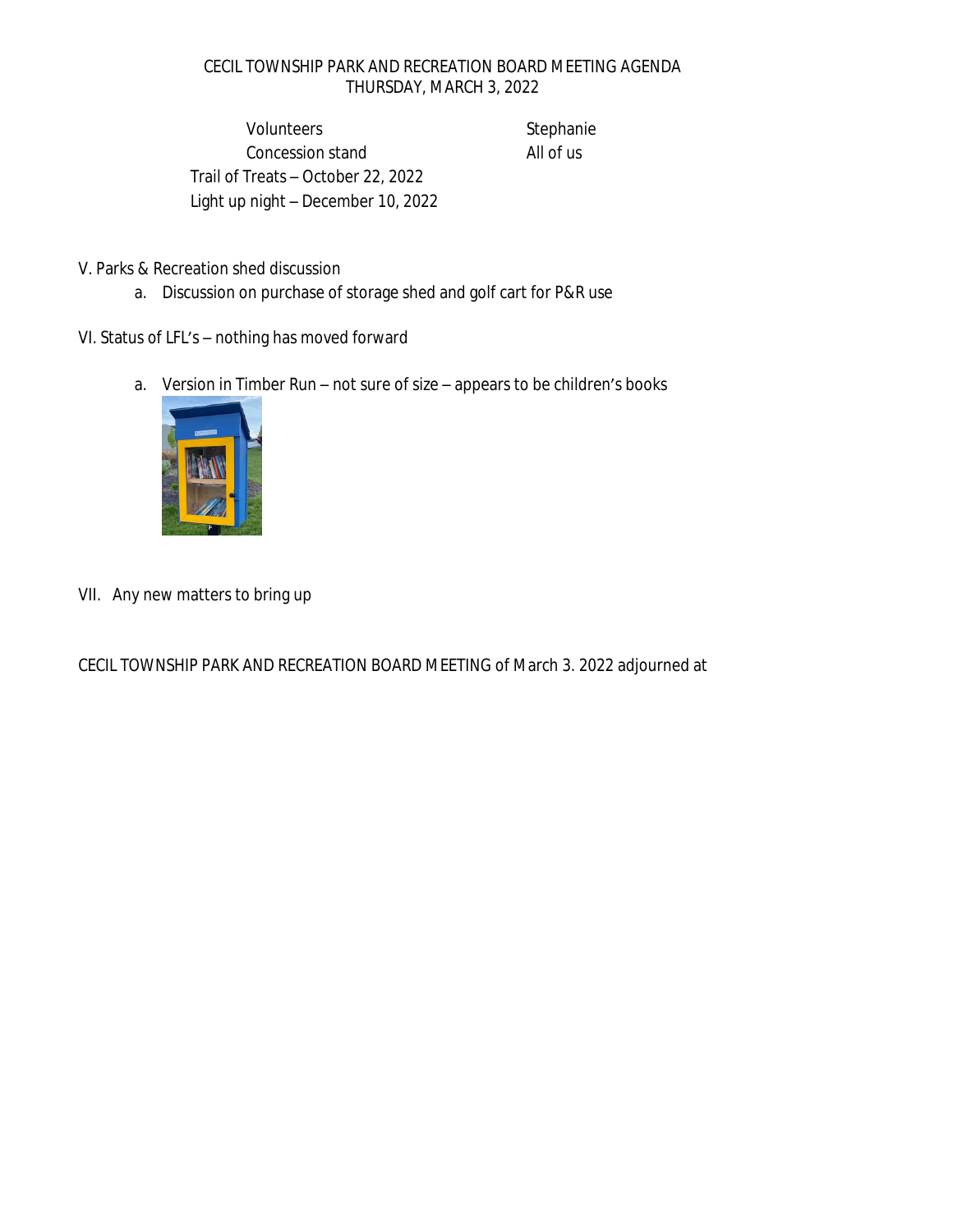CECIL TOWNSHIP PARK AND RECREATION BOARD MEETING AGENDA
THURSDAY, MARCH 3, 2022

| | |
|---|---|
| Volunteers | Stephanie |
| Concession stand | All of us |

Trail of Treats – October 22, 2022
Light up night – December 10, 2022

V. Parks & Recreation shed discussion

a. Discussion on purchase of storage shed and golf cart for P&R use

VI. Status of LFL's – nothing has moved forward

a. Version in Timber Run – not sure of size – appears to be children's books

VII. Any new matters to bring up

CECIL TOWNSHIP PARK AND RECREATION BOARD MEETING of March 3. 2022 adjourned at